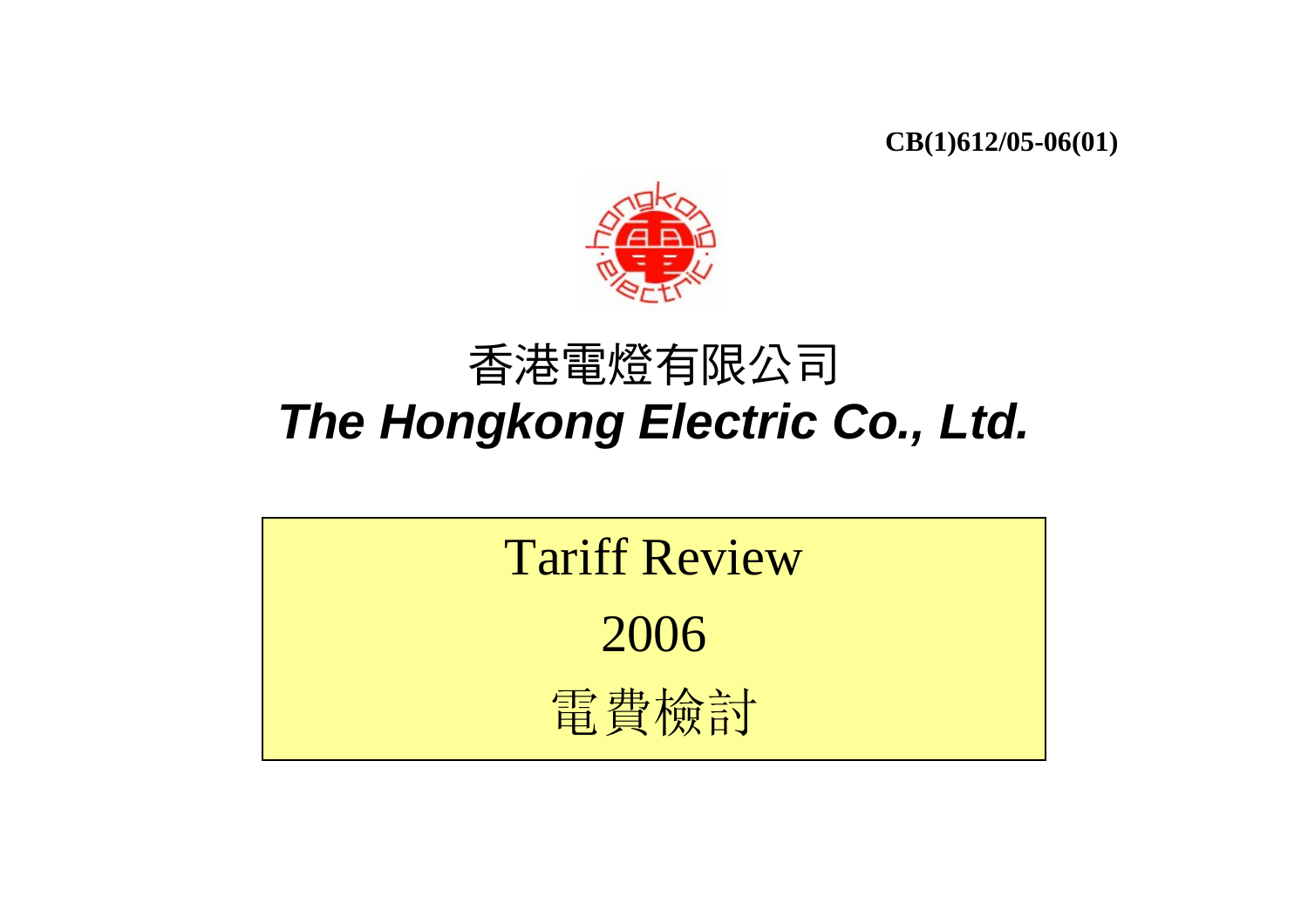**CB(1)612/05-06(01)**

# 香港電燈有限公司

# *The Hongkong Electric Co., Ltd.*

## Tariff Review

## 2006

## 電費檢討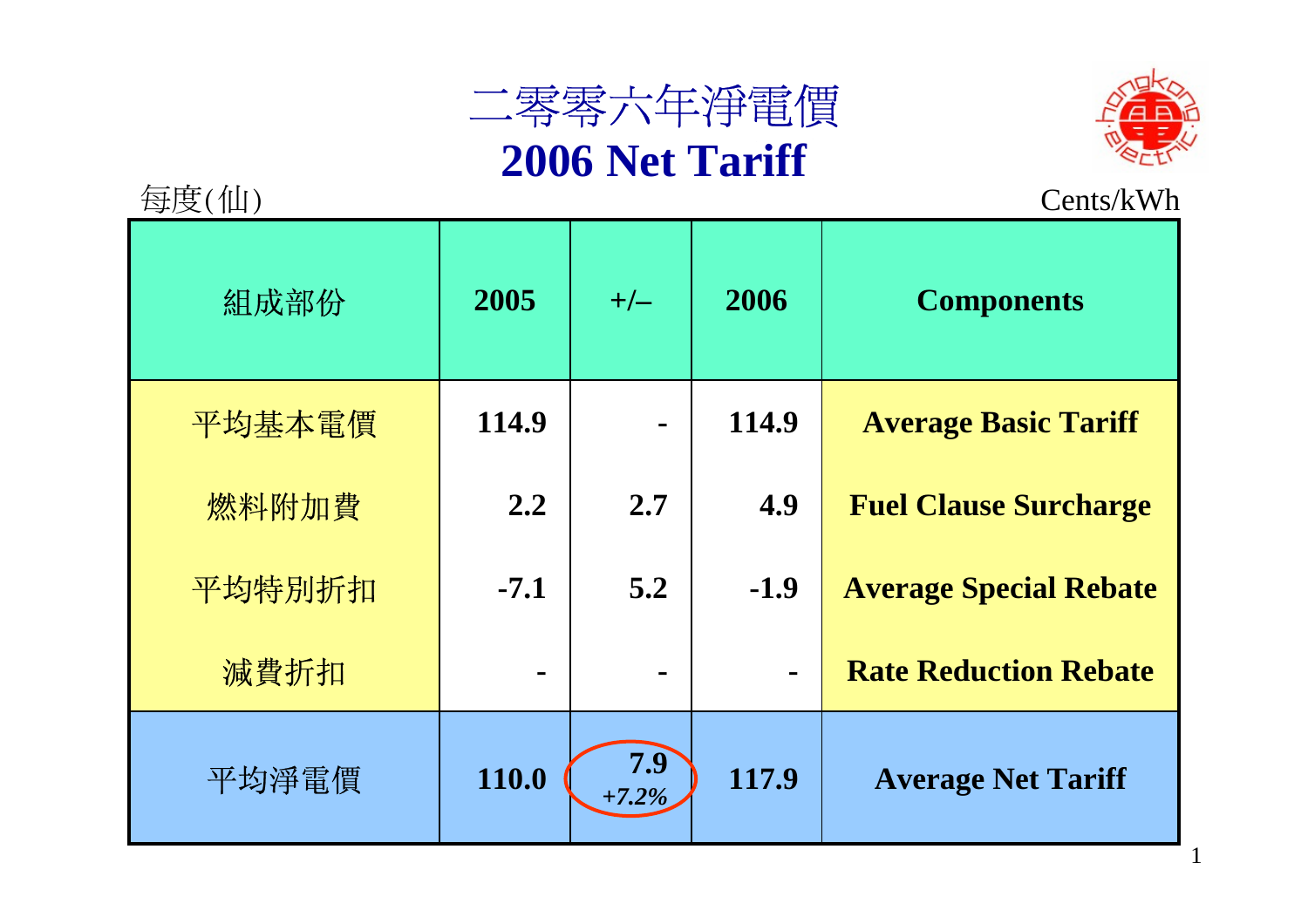# 二零零六年淨電價
# 2006 Net Tariff

每度(仙)　　Cents/kWh

| 組成部份 | 2005 | +/– | 2006 | Components |
|---|---|---|---|---|
| 平均基本電價 | 114.9 | - | 114.9 | Average Basic Tariff |
| 燃料附加費 | 2.2 | 2.7 | 4.9 | Fuel Clause Surcharge |
| 平均特別折扣 | -7.1 | 5.2 | -1.9 | Average Special Rebate |
| 減費折扣 | - | - | - | Rate Reduction Rebate |
| 平均淨電價 | 110.0 | 7.9 *+7.2%* | 117.9 | Average Net Tariff |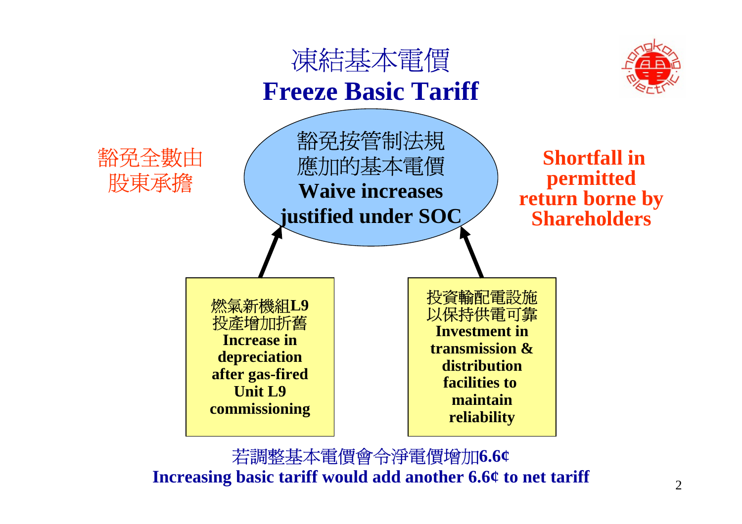# 凍結基本電價
# Freeze Basic Tariff

豁免按管制法規應加的基本電價
**Waive increases justified under SOC**

豁免全數由股東承擔

**Shortfall in permitted return borne by Shareholders**

燃氣新機組**L9**投產增加折舊
**Increase in depreciation after gas-fired Unit L9 commissioning**

投資輸配電設施以保持供電可靠
**Investment in transmission & distribution facilities to maintain reliability**

若調整基本電價會令淨電價增加**6.6¢**
**Increasing basic tariff would add another 6.6¢ to net tariff**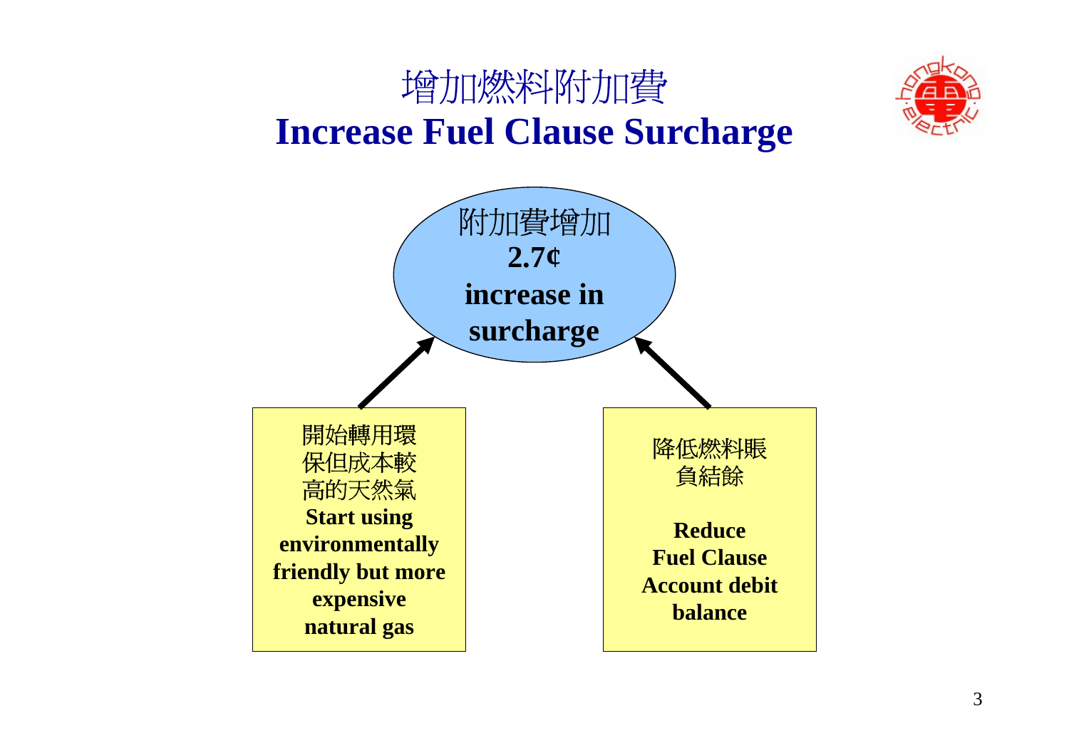# 增加燃料附加費
# Increase Fuel Clause Surcharge

附加費增加
**2.7¢**
**increase in surcharge**

開始轉用環保但成本較高的天然氣
**Start using environmentally friendly but more expensive natural gas**

降低燃料賬負結餘

**Reduce Fuel Clause Account debit balance**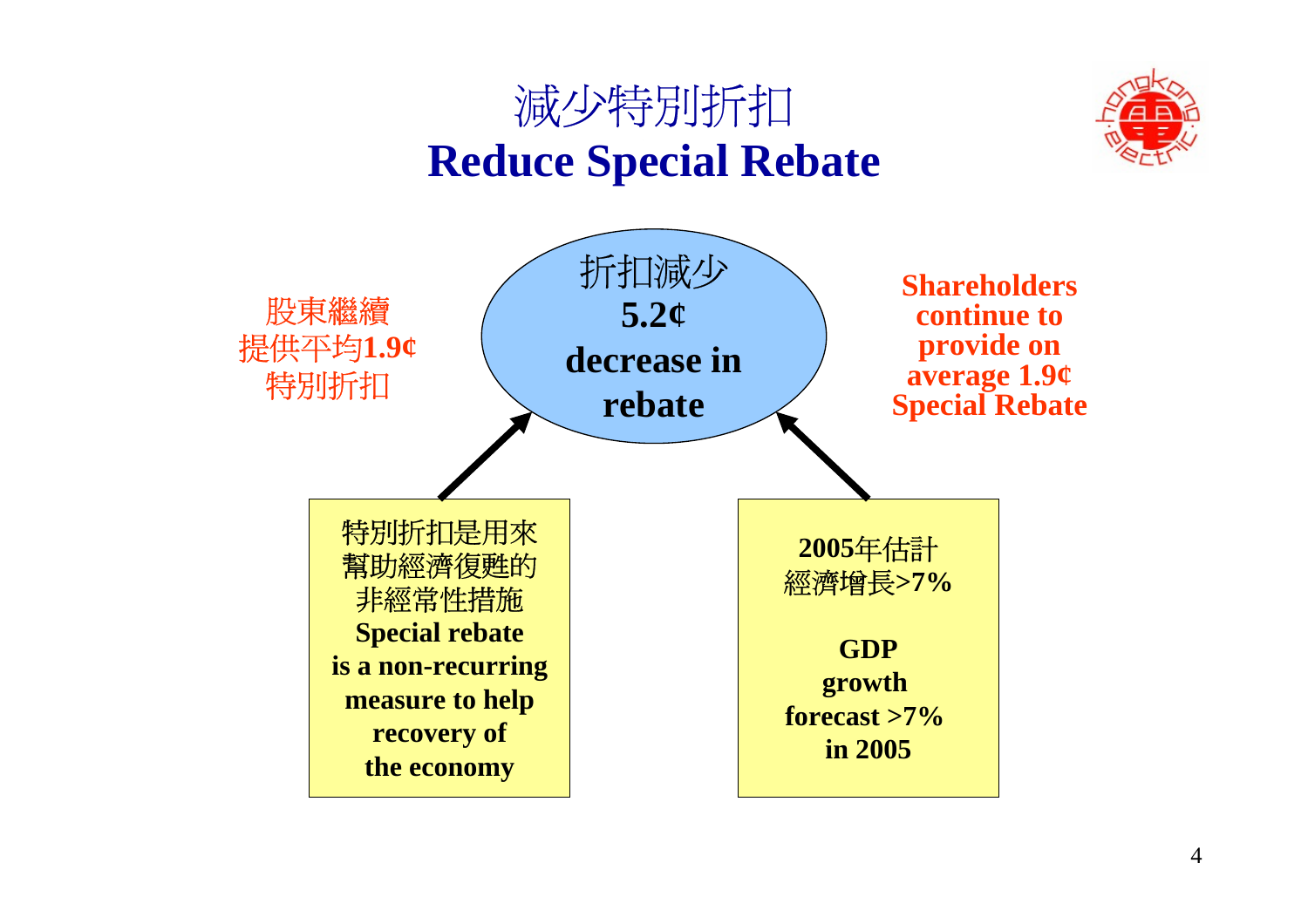# 減少特別折扣
# Reduce Special Rebate

折扣減少
**5.2¢**
**decrease in rebate**

股東繼續
提供平均**1.9¢**
特別折扣

**Shareholders continue to provide on average 1.9¢ Special Rebate**

特別折扣是用來
幫助經濟復甦的
非經常性措施
**Special rebate is a non-recurring measure to help recovery of the economy**

**2005**年估計
經濟增長**>7%**

**GDP growth forecast >7% in 2005**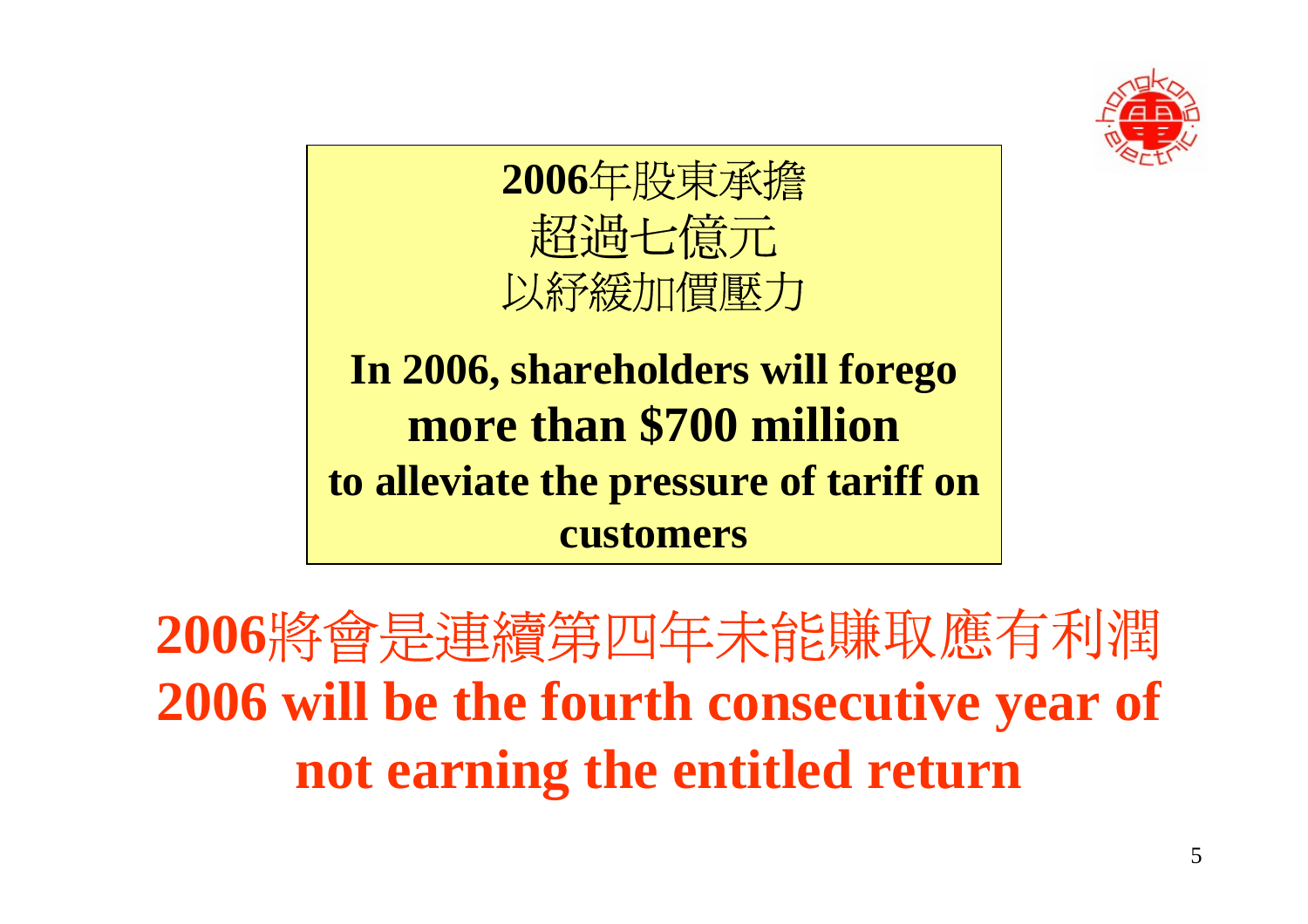**2006**年股東承擔
超過七億元
以紓緩加價壓力

**In 2006, shareholders will forego**
**more than $700 million**
**to alleviate the pressure of tariff on customers**

**2006**將會是連續第四年未能賺取應有利潤
**2006 will be the fourth consecutive year of not earning the entitled return**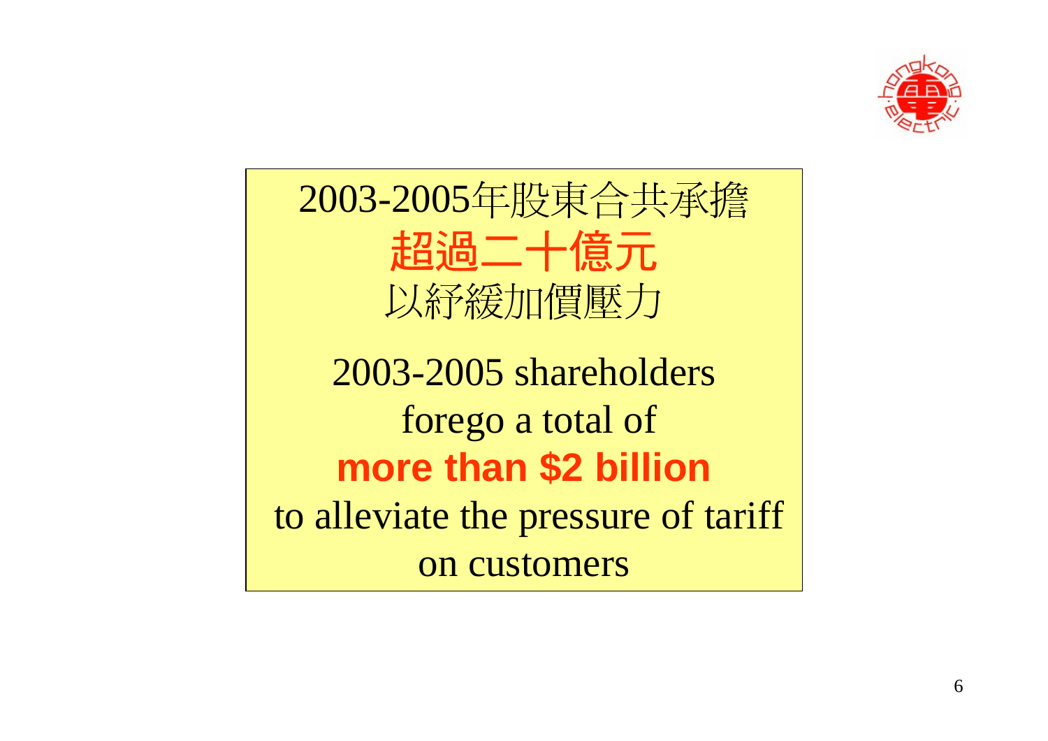2003-2005年股東合共承擔

**超過二十億元**

以紓緩加價壓力

2003-2005 shareholders forego a total of

**more than $2 billion**

to alleviate the pressure of tariff on customers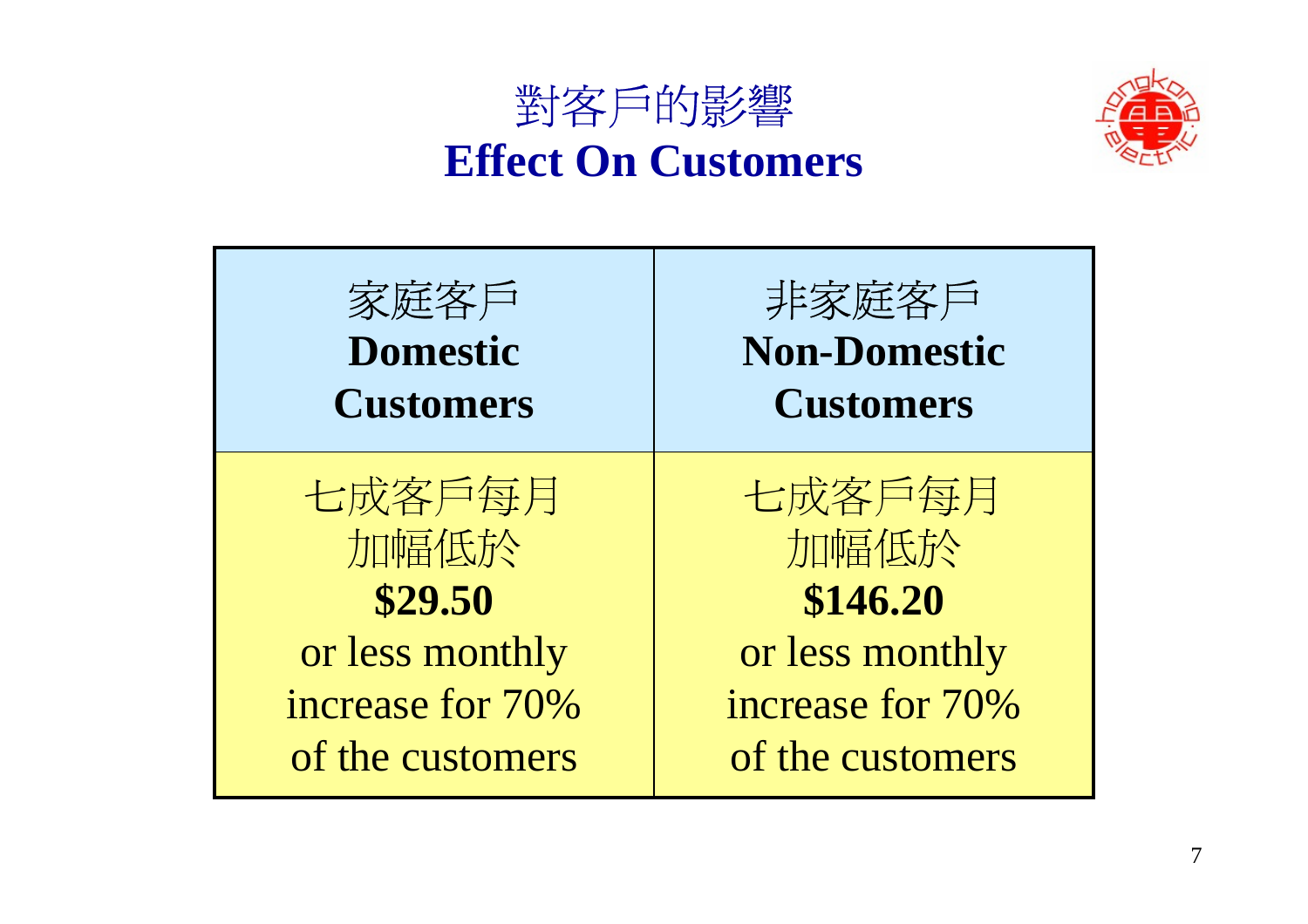# 對客戶的影響
# Effect On Customers

| 家庭客戶 **Domestic Customers** | 非家庭客戶 **Non-Domestic Customers** |
| --- | --- |
| 七成客戶每月加幅低於 **$29.50** or less monthly increase for 70% of the customers | 七成客戶每月加幅低於 **$146.20** or less monthly increase for 70% of the customers |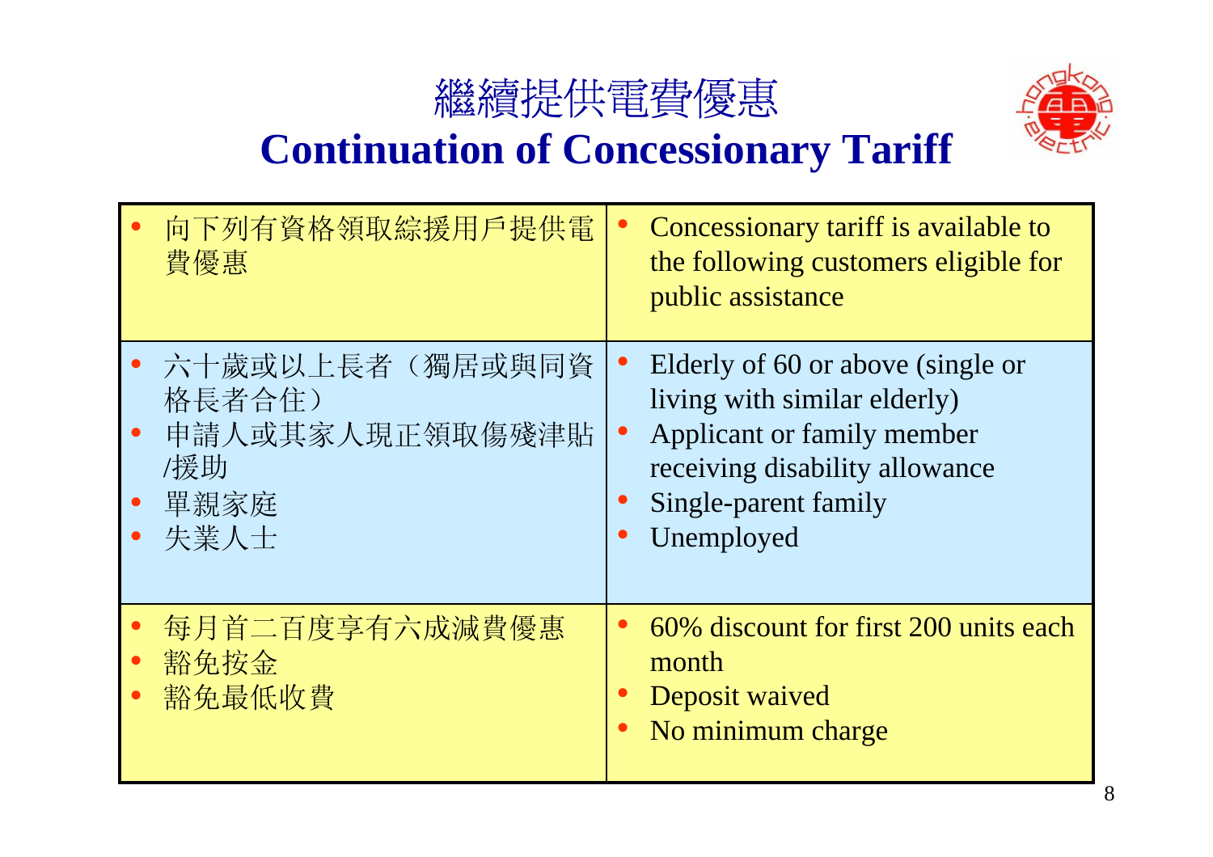# 繼續提供電費優惠

# Continuation of Concessionary Tariff

| 中文 | English |
| --- | --- |
| • 向下列有資格領取綜援用戶提供電費優惠 | • Concessionary tariff is available to the following customers eligible for public assistance |
| • 六十歲或以上長者（獨居或與同資格長者合住）<br>• 申請人或其家人現正領取傷殘津貼/援助<br>• 單親家庭<br>• 失業人士 | • Elderly of 60 or above (single or living with similar elderly)<br>• Applicant or family member receiving disability allowance<br>• Single-parent family<br>• Unemployed |
| • 每月首二百度享有六成減費優惠<br>• 豁免按金<br>• 豁免最低收費 | • 60% discount for first 200 units each month<br>• Deposit waived<br>• No minimum charge |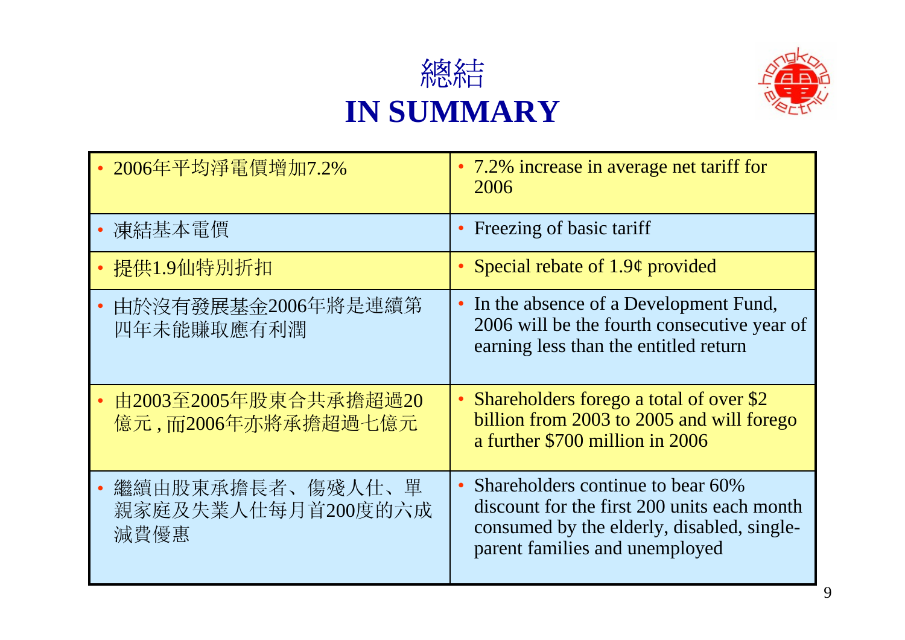# 總結
# IN SUMMARY

| 中文 | English |
| --- | --- |
| • 2006年平均淨電價增加7.2% | • 7.2% increase in average net tariff for 2006 |
| • 凍結基本電價 | • Freezing of basic tariff |
| • 提供1.9仙特別折扣 | • Special rebate of 1.9¢ provided |
| • 由於沒有發展基金2006年將是連續第四年未能賺取應有利潤 | • In the absence of a Development Fund, 2006 will be the fourth consecutive year of earning less than the entitled return |
| • 由2003至2005年股東合共承擔超過20億元，而2006年亦將承擔超過七億元 | • Shareholders forego a total of over $2 billion from 2003 to 2005 and will forego a further $700 million in 2006 |
| • 繼續由股東承擔長者、傷殘人仕、單親家庭及失業人仕每月首200度的六成減費優惠 | • Shareholders continue to bear 60% discount for the first 200 units each month consumed by the elderly, disabled, single-parent families and unemployed |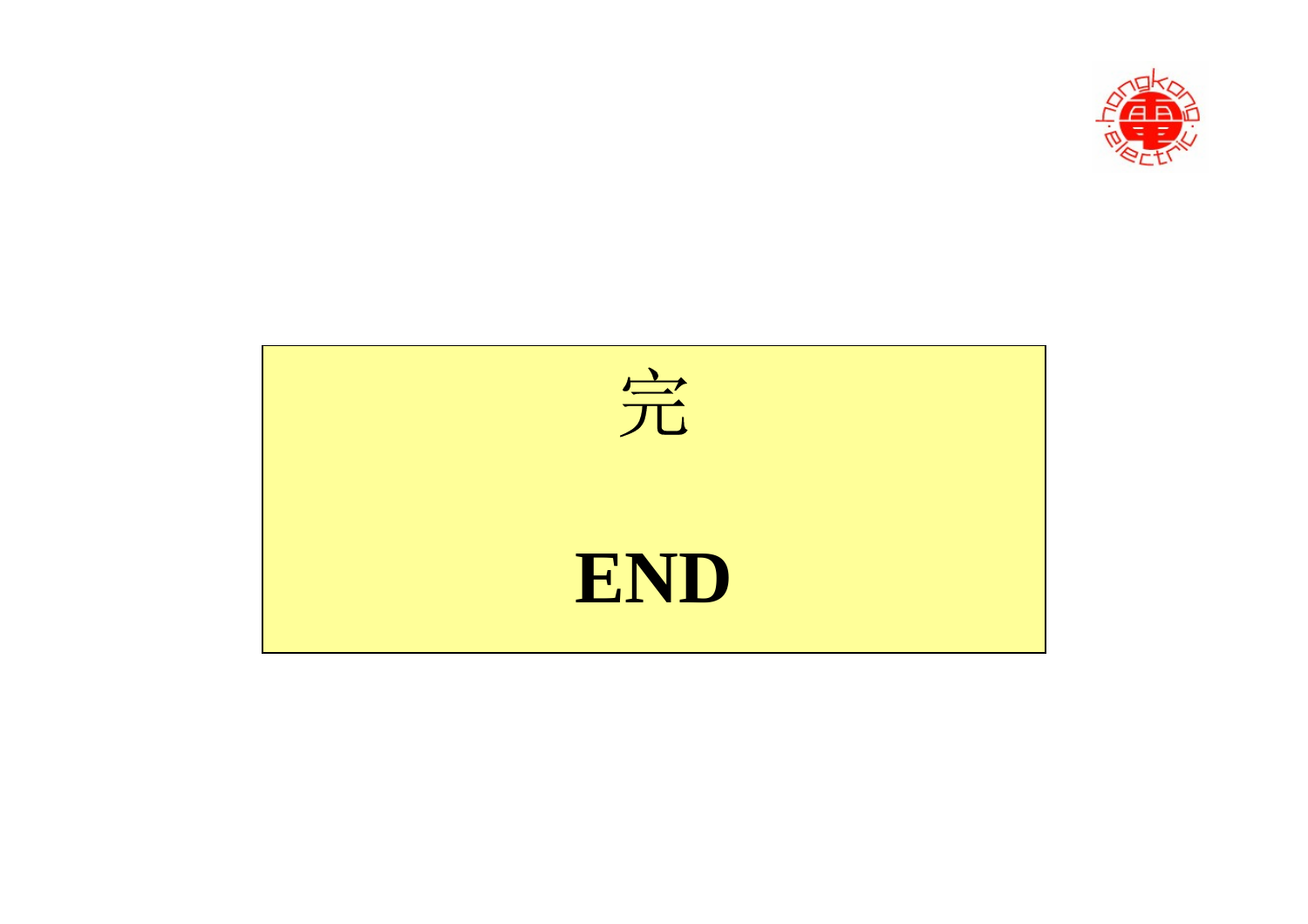完

**END**